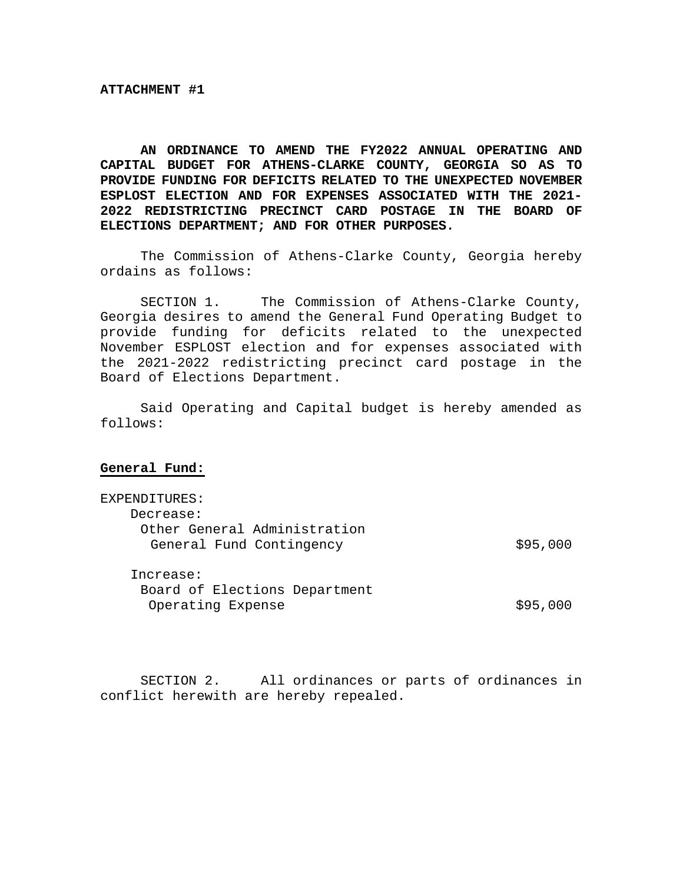**ATTACHMENT #1**

**AN ORDINANCE TO AMEND THE FY2022 ANNUAL OPERATING AND CAPITAL BUDGET FOR ATHENS-CLARKE COUNTY, GEORGIA SO AS TO PROVIDE FUNDING FOR DEFICITS RELATED TO THE UNEXPECTED NOVEMBER ESPLOST ELECTION AND FOR EXPENSES ASSOCIATED WITH THE 2021-2022 REDISTRICTING PRECINCT CARD POSTAGE IN THE BOARD OF ELECTIONS DEPARTMENT; AND FOR OTHER PURPOSES.**

The Commission of Athens-Clarke County, Georgia hereby ordains as follows:

SECTION 1. The Commission of Athens-Clarke County, Georgia desires to amend the General Fund Operating Budget to provide funding for deficits related to the unexpected November ESPLOST election and for expenses associated with the 2021-2022 redistricting precinct card postage in the Board of Elections Department.

Said Operating and Capital budget is hereby amended as follows:

**General Fund:**

EXPENDITURES:

Decrease:

Other General Administration

General Fund Contingency $95,000

Increase:

Board of Elections Department

Operating Expense $95,000

SECTION 2. All ordinances or parts of ordinances in conflict herewith are hereby repealed.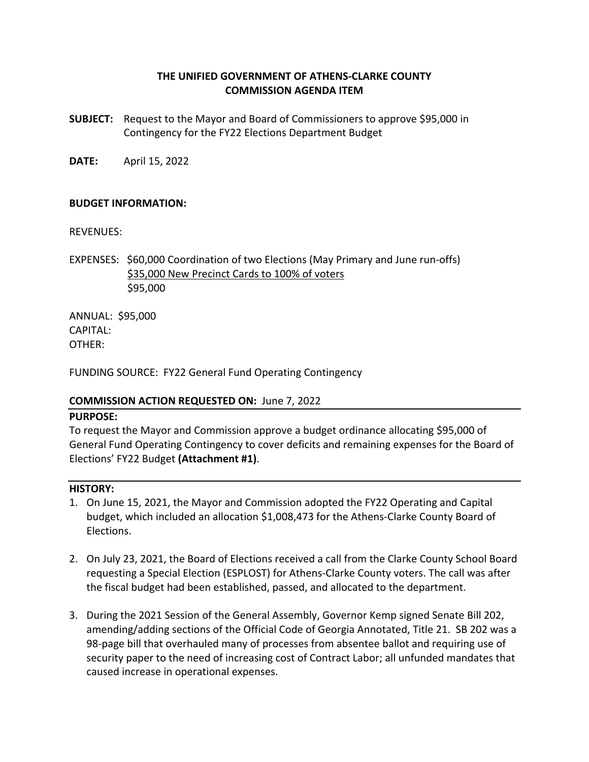**THE UNIFIED GOVERNMENT OF ATHENS-CLARKE COUNTY**
**COMMISSION AGENDA ITEM**

**SUBJECT:** Request to the Mayor and Board of Commissioners to approve $95,000 in Contingency for the FY22 Elections Department Budget

**DATE:** April 15, 2022

**BUDGET INFORMATION:**

REVENUES:

EXPENSES: $60,000 Coordination of two Elections (May Primary and June run-offs)
<u>$35,000 New Precinct Cards to 100% of voters</u>
$95,000

ANNUAL: $95,000
CAPITAL:
OTHER:

FUNDING SOURCE: FY22 General Fund Operating Contingency

**COMMISSION ACTION REQUESTED ON:** June 7, 2022

**PURPOSE:**

To request the Mayor and Commission approve a budget ordinance allocating $95,000 of General Fund Operating Contingency to cover deficits and remaining expenses for the Board of Elections' FY22 Budget **(Attachment #1)**.

**HISTORY:**

1. On June 15, 2021, the Mayor and Commission adopted the FY22 Operating and Capital budget, which included an allocation $1,008,473 for the Athens-Clarke County Board of Elections.

2. On July 23, 2021, the Board of Elections received a call from the Clarke County School Board requesting a Special Election (ESPLOST) for Athens-Clarke County voters. The call was after the fiscal budget had been established, passed, and allocated to the department.

3. During the 2021 Session of the General Assembly, Governor Kemp signed Senate Bill 202, amending/adding sections of the Official Code of Georgia Annotated, Title 21. SB 202 was a 98-page bill that overhauled many of processes from absentee ballot and requiring use of security paper to the need of increasing cost of Contract Labor; all unfunded mandates that caused increase in operational expenses.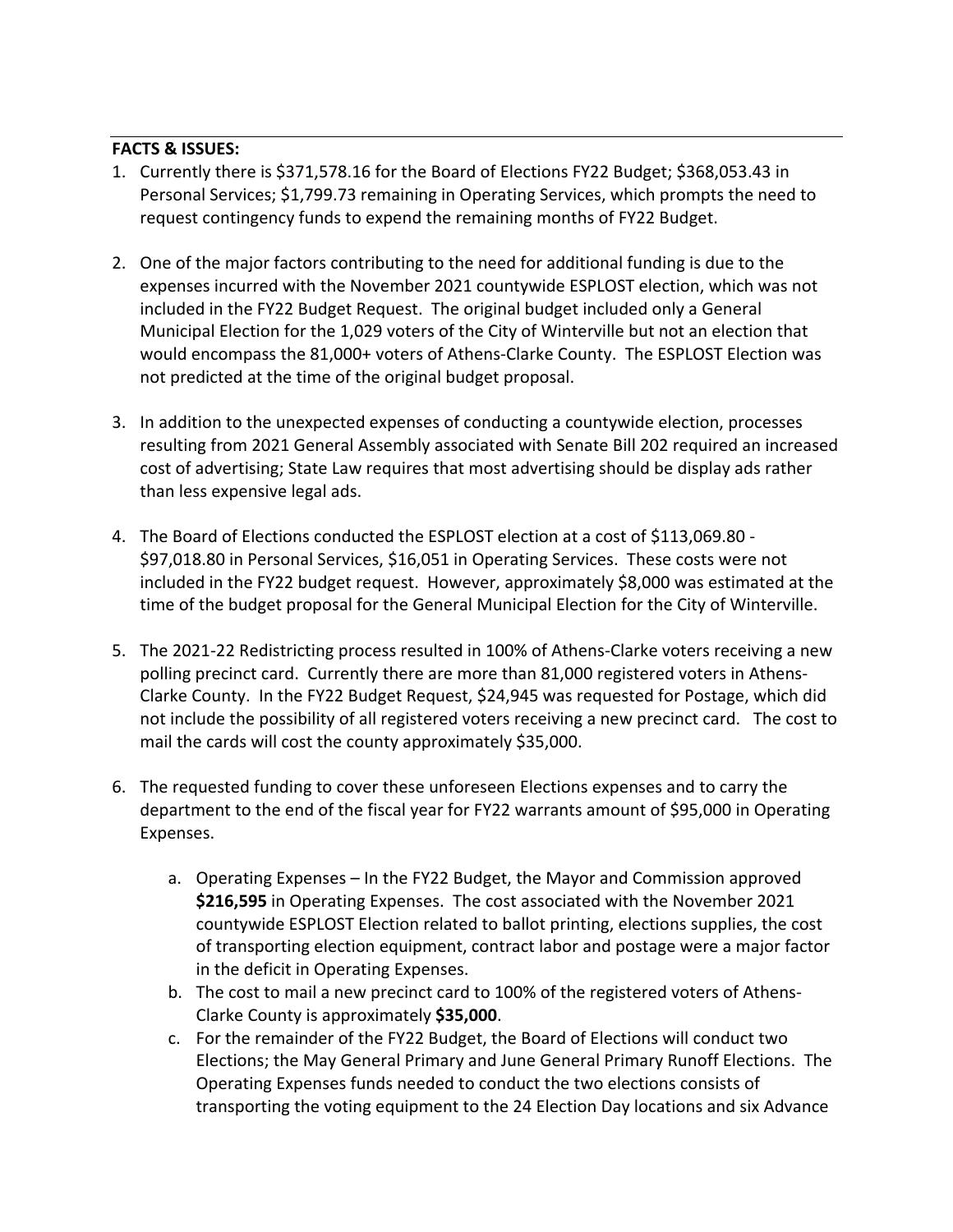**FACTS & ISSUES:**

1. Currently there is $371,578.16 for the Board of Elections FY22 Budget; $368,053.43 in Personal Services; $1,799.73 remaining in Operating Services, which prompts the need to request contingency funds to expend the remaining months of FY22 Budget.

2. One of the major factors contributing to the need for additional funding is due to the expenses incurred with the November 2021 countywide ESPLOST election, which was not included in the FY22 Budget Request. The original budget included only a General Municipal Election for the 1,029 voters of the City of Winterville but not an election that would encompass the 81,000+ voters of Athens-Clarke County. The ESPLOST Election was not predicted at the time of the original budget proposal.

3. In addition to the unexpected expenses of conducting a countywide election, processes resulting from 2021 General Assembly associated with Senate Bill 202 required an increased cost of advertising; State Law requires that most advertising should be display ads rather than less expensive legal ads.

4. The Board of Elections conducted the ESPLOST election at a cost of $113,069.80 - $97,018.80 in Personal Services, $16,051 in Operating Services. These costs were not included in the FY22 budget request. However, approximately $8,000 was estimated at the time of the budget proposal for the General Municipal Election for the City of Winterville.

5. The 2021-22 Redistricting process resulted in 100% of Athens-Clarke voters receiving a new polling precinct card. Currently there are more than 81,000 registered voters in Athens-Clarke County. In the FY22 Budget Request, $24,945 was requested for Postage, which did not include the possibility of all registered voters receiving a new precinct card. The cost to mail the cards will cost the county approximately $35,000.

6. The requested funding to cover these unforeseen Elections expenses and to carry the department to the end of the fiscal year for FY22 warrants amount of $95,000 in Operating Expenses.

    a. Operating Expenses – In the FY22 Budget, the Mayor and Commission approved **$216,595** in Operating Expenses. The cost associated with the November 2021 countywide ESPLOST Election related to ballot printing, elections supplies, the cost of transporting election equipment, contract labor and postage were a major factor in the deficit in Operating Expenses.
    b. The cost to mail a new precinct card to 100% of the registered voters of Athens-Clarke County is approximately **$35,000**.
    c. For the remainder of the FY22 Budget, the Board of Elections will conduct two Elections; the May General Primary and June General Primary Runoff Elections. The Operating Expenses funds needed to conduct the two elections consists of transporting the voting equipment to the 24 Election Day locations and six Advance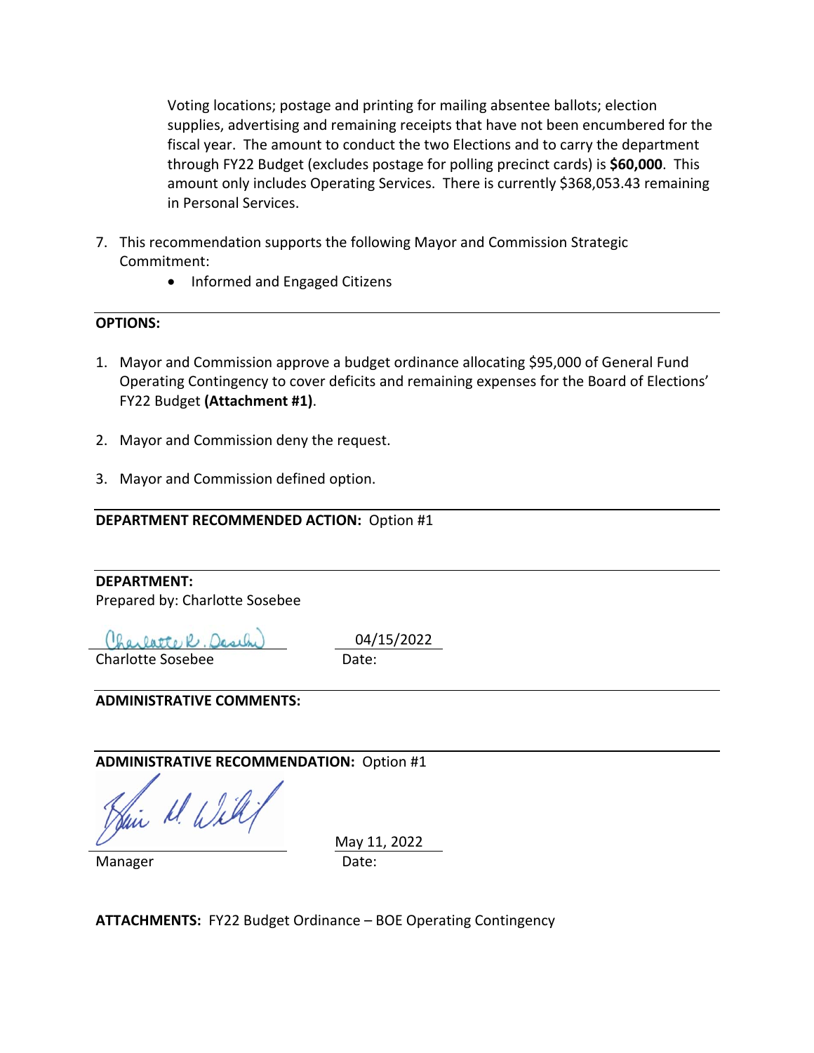Voting locations; postage and printing for mailing absentee ballots; election supplies, advertising and remaining receipts that have not been encumbered for the fiscal year. The amount to conduct the two Elections and to carry the department through FY22 Budget (excludes postage for polling precinct cards) is **$60,000**. This amount only includes Operating Services. There is currently $368,053.43 remaining in Personal Services.

7. This recommendation supports the following Mayor and Commission Strategic Commitment:
   - Informed and Engaged Citizens

---

**OPTIONS:**

1. Mayor and Commission approve a budget ordinance allocating $95,000 of General Fund Operating Contingency to cover deficits and remaining expenses for the Board of Elections' FY22 Budget **(Attachment #1)**.

2. Mayor and Commission deny the request.

3. Mayor and Commission defined option.

---

**DEPARTMENT RECOMMENDED ACTION:** Option #1

---

**DEPARTMENT:**
Prepared by: Charlotte Sosebee

Charlotte R. Sosebee — 04/15/2022

Charlotte Sosebee — Date:

---

**ADMINISTRATIVE COMMENTS:**

---

**ADMINISTRATIVE RECOMMENDATION:** Option #1

May 11, 2022

Manager — Date:

**ATTACHMENTS:** FY22 Budget Ordinance – BOE Operating Contingency